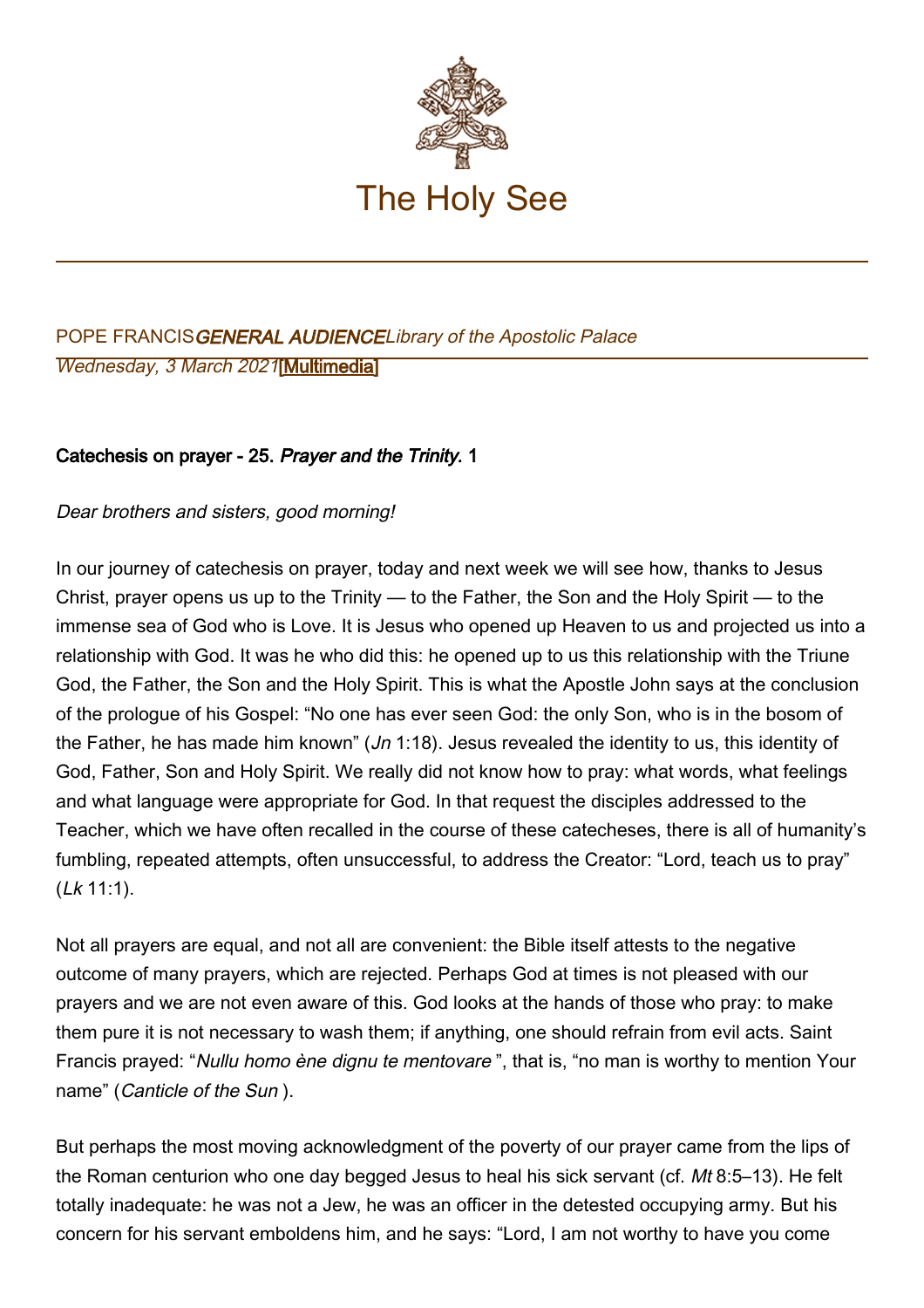# The Holy See

POPE FRANCIS *GENERAL AUDIENCE* *Library of the Apostolic Palace*
*Wednesday, 3 March 2021* [Multimedia]

**Catechesis on prayer - 25. *Prayer and the Trinity.* 1**

*Dear brothers and sisters, good morning!*

In our journey of catechesis on prayer, today and next week we will see how, thanks to Jesus Christ, prayer opens us up to the Trinity — to the Father, the Son and the Holy Spirit — to the immense sea of God who is Love. It is Jesus who opened up Heaven to us and projected us into a relationship with God. It was he who did this: he opened up to us this relationship with the Triune God, the Father, the Son and the Holy Spirit. This is what the Apostle John says at the conclusion of the prologue of his Gospel: "No one has ever seen God: the only Son, who is in the bosom of the Father, he has made him known" (*Jn* 1:18). Jesus revealed the identity to us, this identity of God, Father, Son and Holy Spirit. We really did not know how to pray: what words, what feelings and what language were appropriate for God. In that request the disciples addressed to the Teacher, which we have often recalled in the course of these catecheses, there is all of humanity's fumbling, repeated attempts, often unsuccessful, to address the Creator: "Lord, teach us to pray" (*Lk* 11:1).

Not all prayers are equal, and not all are convenient: the Bible itself attests to the negative outcome of many prayers, which are rejected. Perhaps God at times is not pleased with our prayers and we are not even aware of this. God looks at the hands of those who pray: to make them pure it is not necessary to wash them; if anything, one should refrain from evil acts. Saint Francis prayed: "*Nullu homo ène dignu te mentovare* ", that is, "no man is worthy to mention Your name" (*Canticle of the Sun* ).

But perhaps the most moving acknowledgment of the poverty of our prayer came from the lips of the Roman centurion who one day begged Jesus to heal his sick servant (cf. *Mt* 8:5–13). He felt totally inadequate: he was not a Jew, he was an officer in the detested occupying army. But his concern for his servant emboldens him, and he says: "Lord, I am not worthy to have you come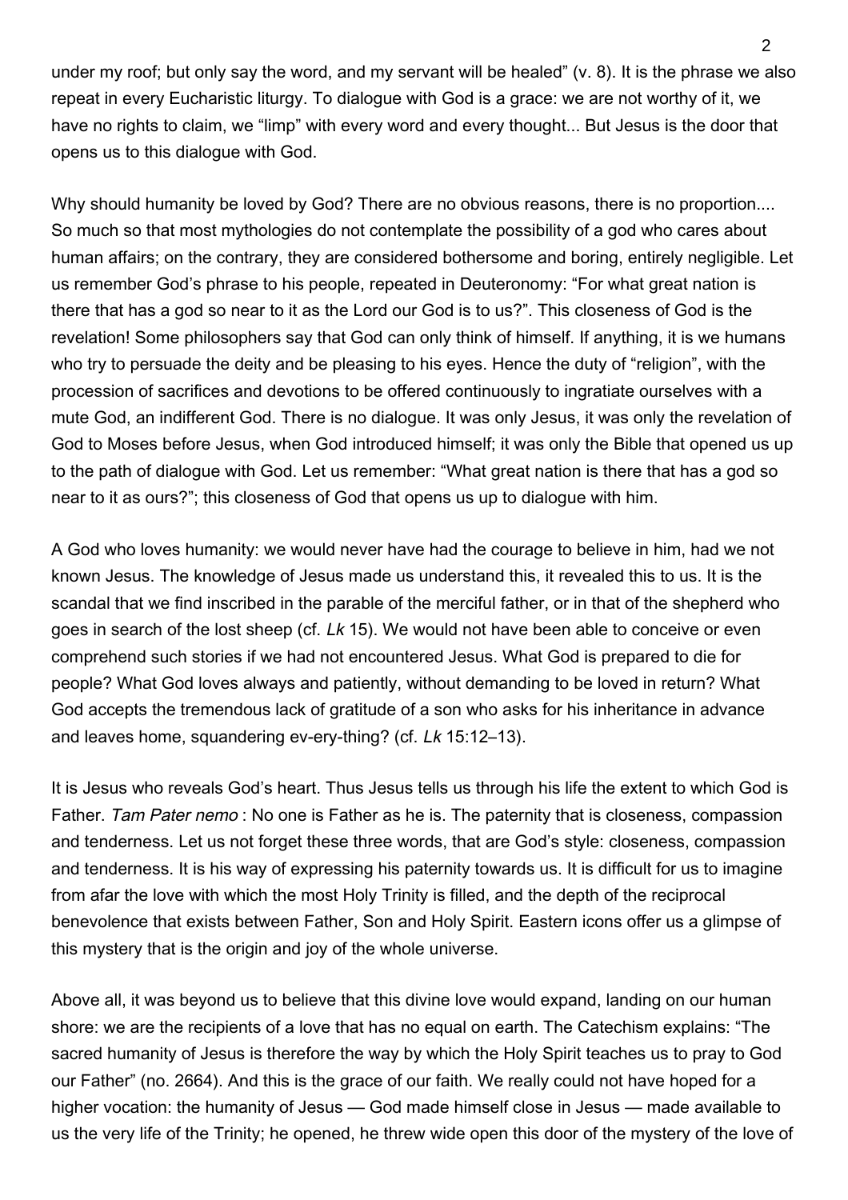under my roof; but only say the word, and my servant will be healed" (v. 8). It is the phrase we also repeat in every Eucharistic liturgy. To dialogue with God is a grace: we are not worthy of it, we have no rights to claim, we "limp" with every word and every thought... But Jesus is the door that opens us to this dialogue with God.

Why should humanity be loved by God? There are no obvious reasons, there is no proportion.... So much so that most mythologies do not contemplate the possibility of a god who cares about human affairs; on the contrary, they are considered bothersome and boring, entirely negligible. Let us remember God's phrase to his people, repeated in Deuteronomy: "For what great nation is there that has a god so near to it as the Lord our God is to us?". This closeness of God is the revelation! Some philosophers say that God can only think of himself. If anything, it is we humans who try to persuade the deity and be pleasing to his eyes. Hence the duty of "religion", with the procession of sacrifices and devotions to be offered continuously to ingratiate ourselves with a mute God, an indifferent God. There is no dialogue. It was only Jesus, it was only the revelation of God to Moses before Jesus, when God introduced himself; it was only the Bible that opened us up to the path of dialogue with God. Let us remember: "What great nation is there that has a god so near to it as ours?"; this closeness of God that opens us up to dialogue with him.

A God who loves humanity: we would never have had the courage to believe in him, had we not known Jesus. The knowledge of Jesus made us understand this, it revealed this to us. It is the scandal that we find inscribed in the parable of the merciful father, or in that of the shepherd who goes in search of the lost sheep (cf. *Lk* 15). We would not have been able to conceive or even comprehend such stories if we had not encountered Jesus. What God is prepared to die for people? What God loves always and patiently, without demanding to be loved in return? What God accepts the tremendous lack of gratitude of a son who asks for his inheritance in advance and leaves home, squandering ev-ery-thing? (cf. *Lk* 15:12–13).

It is Jesus who reveals God's heart. Thus Jesus tells us through his life the extent to which God is Father. *Tam Pater nemo* : No one is Father as he is. The paternity that is closeness, compassion and tenderness. Let us not forget these three words, that are God's style: closeness, compassion and tenderness. It is his way of expressing his paternity towards us. It is difficult for us to imagine from afar the love with which the most Holy Trinity is filled, and the depth of the reciprocal benevolence that exists between Father, Son and Holy Spirit. Eastern icons offer us a glimpse of this mystery that is the origin and joy of the whole universe.

Above all, it was beyond us to believe that this divine love would expand, landing on our human shore: we are the recipients of a love that has no equal on earth. The Catechism explains: "The sacred humanity of Jesus is therefore the way by which the Holy Spirit teaches us to pray to God our Father" (no. 2664). And this is the grace of our faith. We really could not have hoped for a higher vocation: the humanity of Jesus — God made himself close in Jesus — made available to us the very life of the Trinity; he opened, he threw wide open this door of the mystery of the love of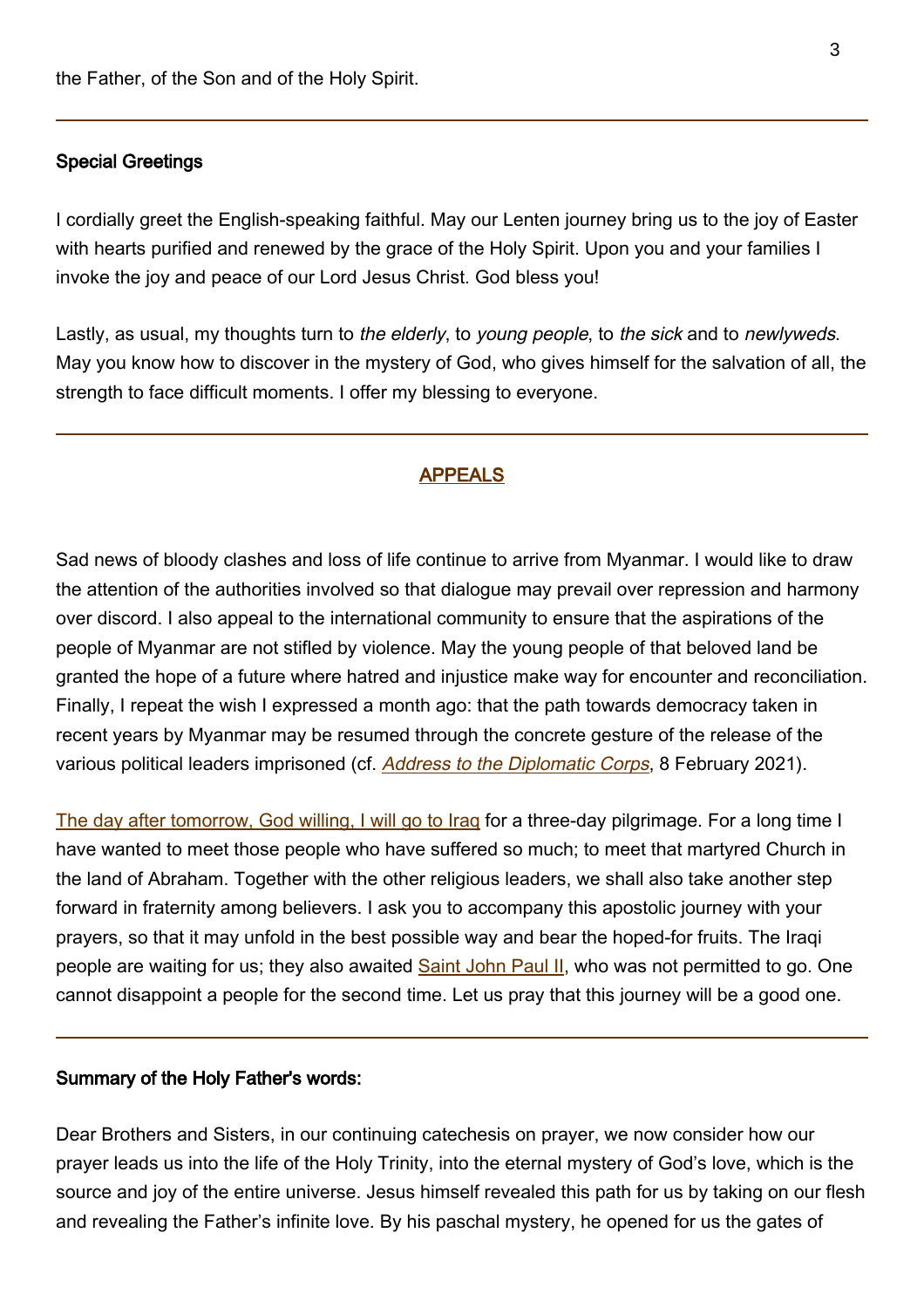the Father, of the Son and of the Holy Spirit.

---

**Special Greetings**

I cordially greet the English-speaking faithful. May our Lenten journey bring us to the joy of Easter with hearts purified and renewed by the grace of the Holy Spirit. Upon you and your families I invoke the joy and peace of our Lord Jesus Christ. God bless you!

Lastly, as usual, my thoughts turn to *the elderly*, to *young people*, to *the sick* and to *newlyweds*. May you know how to discover in the mystery of God, who gives himself for the salvation of all, the strength to face difficult moments. I offer my blessing to everyone.

---

## APPEALS

Sad news of bloody clashes and loss of life continue to arrive from Myanmar. I would like to draw the attention of the authorities involved so that dialogue may prevail over repression and harmony over discord. I also appeal to the international community to ensure that the aspirations of the people of Myanmar are not stifled by violence. May the young people of that beloved land be granted the hope of a future where hatred and injustice make way for encounter and reconciliation. Finally, I repeat the wish I expressed a month ago: that the path towards democracy taken in recent years by Myanmar may be resumed through the concrete gesture of the release of the various political leaders imprisoned (cf. *Address to the Diplomatic Corps*, 8 February 2021).

The day after tomorrow, God willing, I will go to Iraq for a three-day pilgrimage. For a long time I have wanted to meet those people who have suffered so much; to meet that martyred Church in the land of Abraham. Together with the other religious leaders, we shall also take another step forward in fraternity among believers. I ask you to accompany this apostolic journey with your prayers, so that it may unfold in the best possible way and bear the hoped-for fruits. The Iraqi people are waiting for us; they also awaited Saint John Paul II, who was not permitted to go. One cannot disappoint a people for the second time. Let us pray that this journey will be a good one.

---

**Summary of the Holy Father's words:**

Dear Brothers and Sisters, in our continuing catechesis on prayer, we now consider how our prayer leads us into the life of the Holy Trinity, into the eternal mystery of God's love, which is the source and joy of the entire universe. Jesus himself revealed this path for us by taking on our flesh and revealing the Father's infinite love. By his paschal mystery, he opened for us the gates of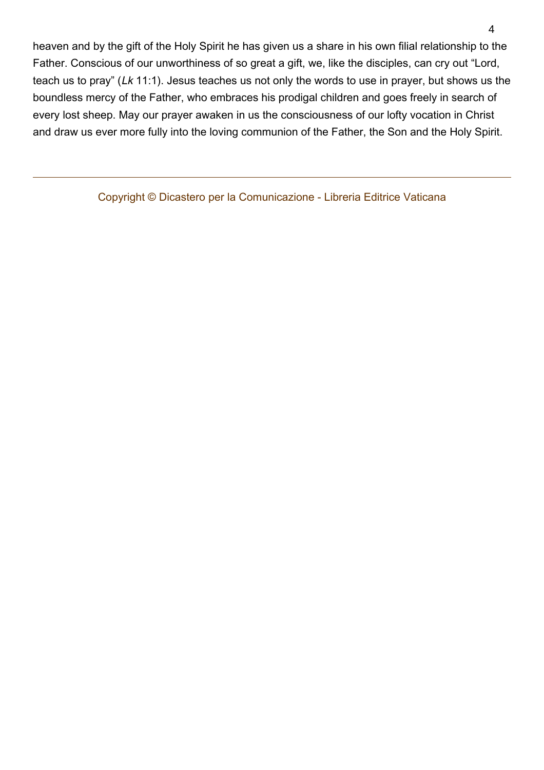heaven and by the gift of the Holy Spirit he has given us a share in his own filial relationship to the Father. Conscious of our unworthiness of so great a gift, we, like the disciples, can cry out "Lord, teach us to pray" (*Lk* 11:1). Jesus teaches us not only the words to use in prayer, but shows us the boundless mercy of the Father, who embraces his prodigal children and goes freely in search of every lost sheep. May our prayer awaken in us the consciousness of our lofty vocation in Christ and draw us ever more fully into the loving communion of the Father, the Son and the Holy Spirit.

---

Copyright © Dicastero per la Comunicazione - Libreria Editrice Vaticana